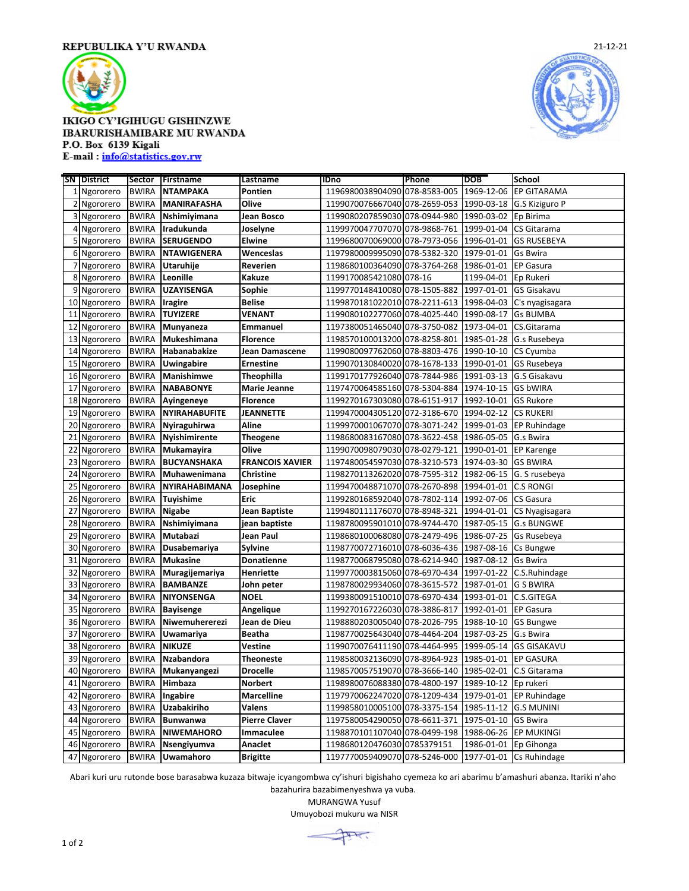**REPUBULIKA Y'U RWANDA**

21-12-21

**IKIGO CY'IGIHUGU GISHINZWE IBARURISHAMIBARE MU RWANDA**
**P.O. Box 6139 Kigali**
**E-mail : info@statistics.gov.rw**

| SN | District | Sector | Firstname | Lastname | IDno | Phone | DOB | School |
|---|---|---|---|---|---|---|---|---|
| 1 | Ngororero | BWIRA | NTAMPAKA | Pontien | 1196980038904090 | 078-8583-005 | 1969-12-06 | EP GITARAMA |
| 2 | Ngororero | BWIRA | MANIRAFASHA | Olive | 1199070076667040 | 078-2659-053 | 1990-03-18 | G.S Kiziguro P |
| 3 | Ngororero | BWIRA | Nshimiyimana | Jean Bosco | 1199080207859030 | 078-0944-980 | 1990-03-02 | Ep Birima |
| 4 | Ngororero | BWIRA | Iradukunda | Joselyne | 1199970047707070 | 078-9868-761 | 1999-01-04 | CS Gitarama |
| 5 | Ngororero | BWIRA | SERUGENDO | Elwine | 1199680070069000 | 078-7973-056 | 1996-01-01 | GS RUSEBEYA |
| 6 | Ngororero | BWIRA | NTAWIGENERA | Wenceslas | 1197980009995090 | 078-5382-320 | 1979-01-01 | Gs Bwira |
| 7 | Ngororero | BWIRA | Utaruhije | Reverien | 1198680100364090 | 078-3764-268 | 1986-01-01 | EP Gasura |
| 8 | Ngororero | BWIRA | Leonille | Kakuze | 1199170085421080 | 078-16 | 1199-04-01 | Ep Rukeri |
| 9 | Ngororero | BWIRA | UZAYISENGA | Sophie | 1199770148410080 | 078-1505-882 | 1997-01-01 | GS Gisakavu |
| 10 | Ngororero | BWIRA | Iragire | Belise | 1199870181022010 | 078-2211-613 | 1998-04-03 | C's nyagisagara |
| 11 | Ngororero | BWIRA | TUYIZERE | VENANT | 1199080102277060 | 078-4025-440 | 1990-08-17 | Gs BUMBA |
| 12 | Ngororero | BWIRA | Munyaneza | Emmanuel | 1197380051465040 | 078-3750-082 | 1973-04-01 | CS.Gitarama |
| 13 | Ngororero | BWIRA | Mukeshimana | Florence | 1198570100013200 | 078-8258-801 | 1985-01-28 | G.s Rusebeya |
| 14 | Ngororero | BWIRA | Habanabakize | Jean Damascene | 1199080097762060 | 078-8803-476 | 1990-10-10 | CS Cyumba |
| 15 | Ngororero | BWIRA | Uwingabire | Ernestine | 1199070130840020 | 078-1678-133 | 1990-01-01 | GS Rusebeya |
| 16 | Ngororero | BWIRA | Manishimwe | Theophilla | 1199170177926040 | 078-7844-986 | 1991-03-13 | G.S Gisakavu |
| 17 | Ngororero | BWIRA | NABABONYE | Marie Jeanne | 1197470064585160 | 078-5304-884 | 1974-10-15 | GS bWIRA |
| 18 | Ngororero | BWIRA | Ayingeneye | Florence | 1199270167303080 | 078-6151-917 | 1992-10-01 | GS Rukore |
| 19 | Ngororero | BWIRA | NYIRAHABUFITE | JEANNETTE | 1199470004305120 | 072-3186-670 | 1994-02-12 | CS RUKERI |
| 20 | Ngororero | BWIRA | Nyiraguhirwa | Aline | 1199970001067070 | 078-3071-242 | 1999-01-03 | EP Ruhindage |
| 21 | Ngororero | BWIRA | Nyishimirente | Theogene | 1198680083167080 | 078-3622-458 | 1986-05-05 | G.s Bwira |
| 22 | Ngororero | BWIRA | Mukamayira | Olive | 1199070098079030 | 078-0279-121 | 1990-01-01 | EP Karenge |
| 23 | Ngororero | BWIRA | BUCYANSHAKA | FRANCOIS XAVIER | 1197480054597030 | 078-3210-573 | 1974-03-30 | GS BWIRA |
| 24 | Ngororero | BWIRA | Muhawenimana | Christine | 1198270113262020 | 078-7595-312 | 1982-06-15 | G. S rusebeya |
| 25 | Ngororero | BWIRA | NYIRAHABIMANA | Josephine | 1199470048871070 | 078-2670-898 | 1994-01-01 | C.S RONGI |
| 26 | Ngororero | BWIRA | Tuyishime | Eric | 1199280168592040 | 078-7802-114 | 1992-07-06 | CS Gasura |
| 27 | Ngororero | BWIRA | Nigabe | Jean Baptiste | 1199480111176070 | 078-8948-321 | 1994-01-01 | CS Nyagisagara |
| 28 | Ngororero | BWIRA | Nshimiyimana | jean baptiste | 1198780095901010 | 078-9744-470 | 1987-05-15 | G.s BUNGWE |
| 29 | Ngororero | BWIRA | Mutabazi | Jean Paul | 1198680100068080 | 078-2479-496 | 1986-07-25 | Gs Rusebeya |
| 30 | Ngororero | BWIRA | Dusabemariya | Sylvine | 1198770072716010 | 078-6036-436 | 1987-08-16 | Cs Bungwe |
| 31 | Ngororero | BWIRA | Mukasine | Donatienne | 1198770068795080 | 078-6214-940 | 1987-08-12 | Gs Bwira |
| 32 | Ngororero | BWIRA | Muragijemariya | Henriette | 1199770003815060 | 078-6970-434 | 1997-01-22 | C.S.Ruhindage |
| 33 | Ngororero | BWIRA | BAMBANZE | John peter | 1198780029934060 | 078-3615-572 | 1987-01-01 | G S BWIRA |
| 34 | Ngororero | BWIRA | NIYONSENGA | NOEL | 1199380091510010 | 078-6970-434 | 1993-01-01 | C.S.GITEGA |
| 35 | Ngororero | BWIRA | Bayisenge | Angelique | 1199270167226030 | 078-3886-817 | 1992-01-01 | EP Gasura |
| 36 | Ngororero | BWIRA | Niwemuhererezi | Jean de Dieu | 1198880203005040 | 078-2026-795 | 1988-10-10 | GS Bungwe |
| 37 | Ngororero | BWIRA | Uwamariya | Beatha | 1198770025643040 | 078-4464-204 | 1987-03-25 | G.s Bwira |
| 38 | Ngororero | BWIRA | NIKUZE | Vestine | 1199070076411190 | 078-4464-995 | 1999-05-14 | GS GISAKAVU |
| 39 | Ngororero | BWIRA | Nzabandora | Theoneste | 1198580032136090 | 078-8964-923 | 1985-01-01 | EP GASURA |
| 40 | Ngororero | BWIRA | Mukanyangezi | Drocelle | 1198570057519070 | 078-3666-140 | 1985-02-01 | C.S Gitarama |
| 41 | Ngororero | BWIRA | Himbaza | Norbert | 1198980076088380 | 078-4800-197 | 1989-10-12 | Ep rukeri |
| 42 | Ngororero | BWIRA | Ingabire | Marcelline | 1197970062247020 | 078-1209-434 | 1979-01-01 | EP Ruhindage |
| 43 | Ngororero | BWIRA | Uzabakiriho | Valens | 1199858010005100 | 078-3375-154 | 1985-11-12 | G.S MUNINI |
| 44 | Ngororero | BWIRA | Bunwanwa | Pierre Claver | 1197580054290050 | 078-6611-371 | 1975-01-10 | GS Bwira |
| 45 | Ngororero | BWIRA | NIWEMAHORO | Immaculee | 1198870101107040 | 078-0499-198 | 1988-06-26 | EP MUKINGI |
| 46 | Ngororero | BWIRA | Nsengiyumva | Anaclet | 1198680120476030 | 0785379151 | 1986-01-01 | Ep Gihonga |
| 47 | Ngororero | BWIRA | Uwamahoro | Brigitte | 1197770059409070 | 078-5246-000 | 1977-01-01 | Cs Ruhindage |

Abari kuri uru rutonde bose barasabwa kuzaza bitwaje icyangombwa cy'ishuri bigishaho cyemeza ko ari abarimu b'amashuri abanza. Itariki n'aho bazahurira bazabimenyeshwa ya vuba.

MURANGWA Yusuf
Umuyobozi mukuru wa NISR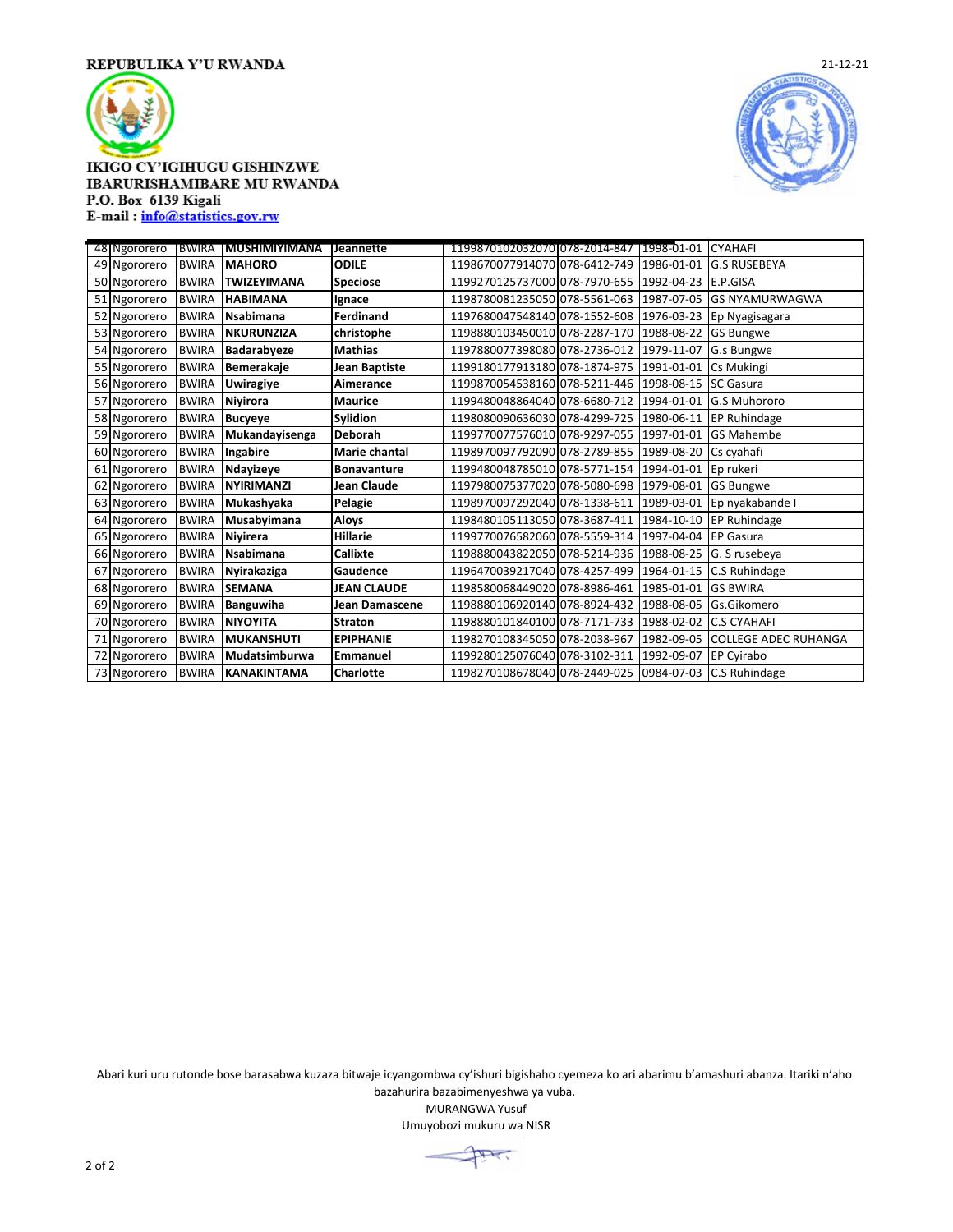**REPUBULIKA Y'U RWANDA**

21-12-21

**IKIGO CY'IGIHUGU GISHINZWE IBARURISHAMIBARE MU RWANDA**
**P.O. Box 6139 Kigali**
**E-mail : info@statistics.gov.rw**

| | | | | | | | | |
|---|---|---|---|---|---|---|---|---|
| 48 | Ngororero | BWIRA | **MUSHIMIYIMANA** | **Jeannette** | 1199870102032070 | 078-2014-847 | 1998-01-01 | CYAHAFI |
| 49 | Ngororero | BWIRA | **MAHORO** | **ODILE** | 1198670077914070 | 078-6412-749 | 1986-01-01 | G.S RUSEBEYA |
| 50 | Ngororero | BWIRA | **TWIZEYIMANA** | **Speciose** | 1199270125737000 | 078-7970-655 | 1992-04-23 | E.P.GISA |
| 51 | Ngororero | BWIRA | **HABIMANA** | **Ignace** | 1198780081235050 | 078-5561-063 | 1987-07-05 | GS NYAMURWAGWA |
| 52 | Ngororero | BWIRA | **Nsabimana** | **Ferdinand** | 1197680047548140 | 078-1552-608 | 1976-03-23 | Ep Nyagisagara |
| 53 | Ngororero | BWIRA | **NKURUNZIZA** | **christophe** | 1198880103450010 | 078-2287-170 | 1988-08-22 | GS Bungwe |
| 54 | Ngororero | BWIRA | **Badarabyeze** | **Mathias** | 1197880077398080 | 078-2736-012 | 1979-11-07 | G.s Bungwe |
| 55 | Ngororero | BWIRA | **Bemerakaje** | **Jean Baptiste** | 1199180177913180 | 078-1874-975 | 1991-01-01 | Cs Mukingi |
| 56 | Ngororero | BWIRA | **Uwiragiye** | **Aimerance** | 1199870054538160 | 078-5211-446 | 1998-08-15 | SC Gasura |
| 57 | Ngororero | BWIRA | **Niyirora** | **Maurice** | 1199480048864040 | 078-6680-712 | 1994-01-01 | G.S Muhororo |
| 58 | Ngororero | BWIRA | **Bucyeye** | **Sylidion** | 1198080090636030 | 078-4299-725 | 1980-06-11 | EP Ruhindage |
| 59 | Ngororero | BWIRA | **Mukandayisenga** | **Deborah** | 1199770077576010 | 078-9297-055 | 1997-01-01 | GS Mahembe |
| 60 | Ngororero | BWIRA | **Ingabire** | **Marie chantal** | 1198970097792090 | 078-2789-855 | 1989-08-20 | Cs cyahafi |
| 61 | Ngororero | BWIRA | **Ndayizeye** | **Bonavanture** | 1199480048785010 | 078-5771-154 | 1994-01-01 | Ep rukeri |
| 62 | Ngororero | BWIRA | **NYIRIMANZI** | **Jean Claude** | 1197980075377020 | 078-5080-698 | 1979-08-01 | GS Bungwe |
| 63 | Ngororero | BWIRA | **Mukashyaka** | **Pelagie** | 1198970097292040 | 078-1338-611 | 1989-03-01 | Ep nyakabande I |
| 64 | Ngororero | BWIRA | **Musabyimana** | **Aloys** | 1198480105113050 | 078-3687-411 | 1984-10-10 | EP Ruhindage |
| 65 | Ngororero | BWIRA | **Niyirera** | **Hillarie** | 1199770076582060 | 078-5559-314 | 1997-04-04 | EP Gasura |
| 66 | Ngororero | BWIRA | **Nsabimana** | **Callixte** | 1198880043822050 | 078-5214-936 | 1988-08-25 | G. S rusebeya |
| 67 | Ngororero | BWIRA | **Nyirakaziga** | **Gaudence** | 1196470039217040 | 078-4257-499 | 1964-01-15 | C.S Ruhindage |
| 68 | Ngororero | BWIRA | **SEMANA** | **JEAN CLAUDE** | 1198580068449020 | 078-8986-461 | 1985-01-01 | GS BWIRA |
| 69 | Ngororero | BWIRA | **Banguwiha** | **Jean Damascene** | 1198880106920140 | 078-8924-432 | 1988-08-05 | Gs.Gikomero |
| 70 | Ngororero | BWIRA | **NIYOYITA** | **Straton** | 1198880101840100 | 078-7171-733 | 1988-02-02 | C.S CYAHAFI |
| 71 | Ngororero | BWIRA | **MUKANSHUTI** | **EPIPHANIE** | 1198270108345050 | 078-2038-967 | 1982-09-05 | COLLEGE ADEC RUHANGA |
| 72 | Ngororero | BWIRA | **Mudatsimburwa** | **Emmanuel** | 1199280125076040 | 078-3102-311 | 1992-09-07 | EP Cyirabo |
| 73 | Ngororero | BWIRA | **KANAKINTAMA** | **Charlotte** | 1198270108678040 | 078-2449-025 | 0984-07-03 | C.S Ruhindage |

Abari kuri uru rutonde bose barasabwa kuzaza bitwaje icyangombwa cy'ishuri bigishaho cyemeza ko ari abarimu b'amashuri abanza. Itariki n'aho bazahurira bazabimenyeshwa ya vuba.

MURANGWA Yusuf

Umuyobozi mukuru wa NISR